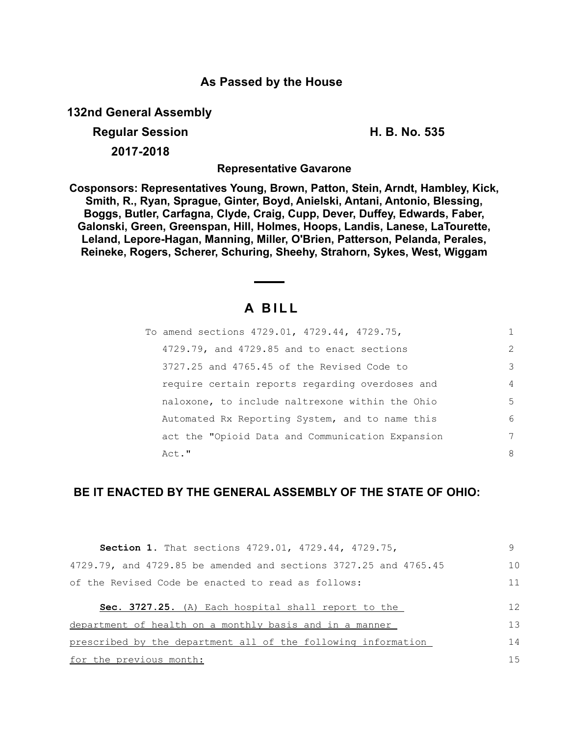**As Passed by the House**

**132nd General Assembly**

**Regular Session** **H. B. No. 535**

**2017-2018**

**Representative Gavarone**

**Cosponsors: Representatives Young, Brown, Patton, Stein, Arndt, Hambley, Kick, Smith, R., Ryan, Sprague, Ginter, Boyd, Anielski, Antani, Antonio, Blessing, Boggs, Butler, Carfagna, Clyde, Craig, Cupp, Dever, Duffey, Edwards, Faber, Galonski, Green, Greenspan, Hill, Holmes, Hoops, Landis, Lanese, LaTourette, Leland, Lepore-Hagan, Manning, Miller, O'Brien, Patterson, Pelanda, Perales, Reineke, Rogers, Scherer, Schuring, Sheehy, Strahorn, Sykes, West, Wiggam**

# A BILL

To amend sections 4729.01, 4729.44, 4729.75, 4729.79, and 4729.85 and to enact sections 3727.25 and 4765.45 of the Revised Code to require certain reports regarding overdoses and naloxone, to include naltrexone within the Ohio Automated Rx Reporting System, and to name this act the "Opioid Data and Communication Expansion Act."

**BE IT ENACTED BY THE GENERAL ASSEMBLY OF THE STATE OF OHIO:**

**Section 1.** That sections 4729.01, 4729.44, 4729.75, 4729.79, and 4729.85 be amended and sections 3727.25 and 4765.45 of the Revised Code be enacted to read as follows:

**Sec. 3727.25.** (A) Each hospital shall report to the department of health on a monthly basis and in a manner prescribed by the department all of the following information for the previous month: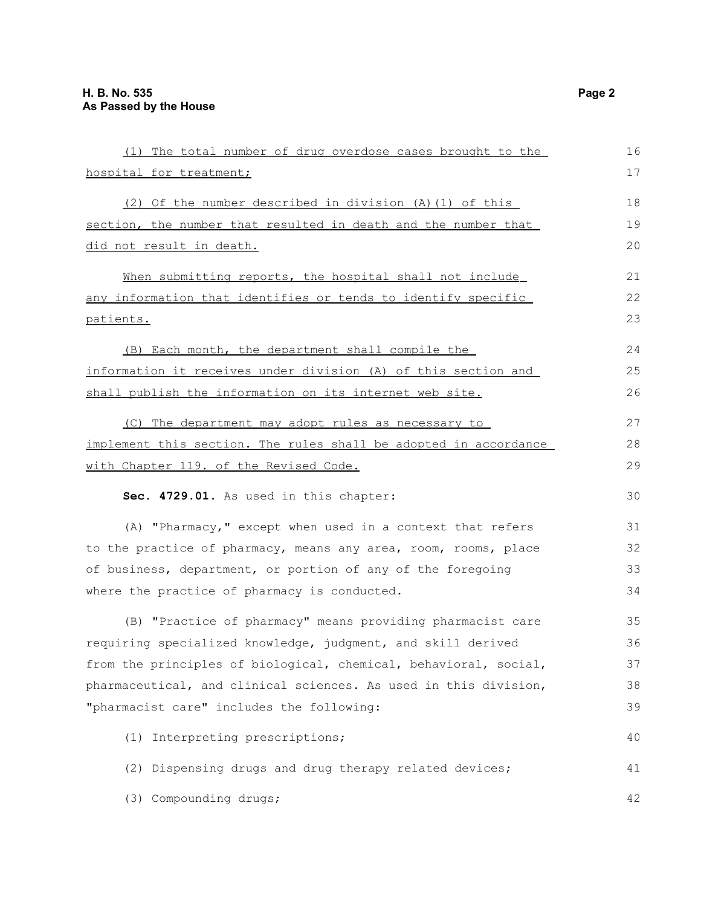(1) The total number of drug overdose cases brought to the hospital for treatment;

(2) Of the number described in division (A)(1) of this section, the number that resulted in death and the number that did not result in death.

When submitting reports, the hospital shall not include any information that identifies or tends to identify specific patients.

(B) Each month, the department shall compile the information it receives under division (A) of this section and shall publish the information on its internet web site.

(C) The department may adopt rules as necessary to implement this section. The rules shall be adopted in accordance with Chapter 119. of the Revised Code.

**Sec. 4729.01.** As used in this chapter:

(A) "Pharmacy," except when used in a context that refers to the practice of pharmacy, means any area, room, rooms, place of business, department, or portion of any of the foregoing where the practice of pharmacy is conducted.

(B) "Practice of pharmacy" means providing pharmacist care requiring specialized knowledge, judgment, and skill derived from the principles of biological, chemical, behavioral, social, pharmaceutical, and clinical sciences. As used in this division, "pharmacist care" includes the following:

(1) Interpreting prescriptions;

(2) Dispensing drugs and drug therapy related devices;

(3) Compounding drugs;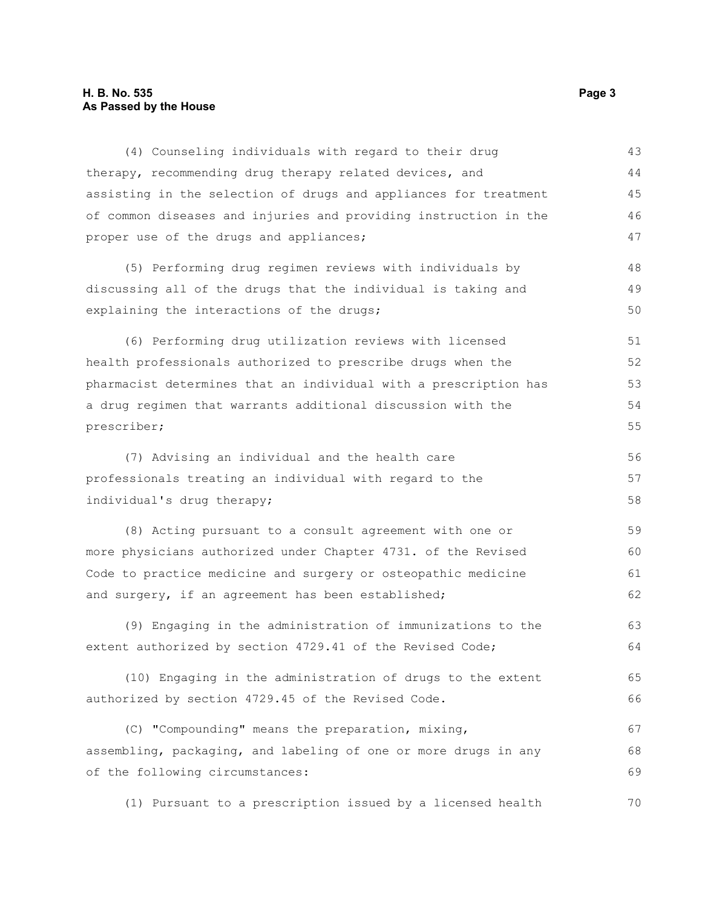(4) Counseling individuals with regard to their drug therapy, recommending drug therapy related devices, and assisting in the selection of drugs and appliances for treatment of common diseases and injuries and providing instruction in the proper use of the drugs and appliances;

(5) Performing drug regimen reviews with individuals by discussing all of the drugs that the individual is taking and explaining the interactions of the drugs;

(6) Performing drug utilization reviews with licensed health professionals authorized to prescribe drugs when the pharmacist determines that an individual with a prescription has a drug regimen that warrants additional discussion with the prescriber;

(7) Advising an individual and the health care professionals treating an individual with regard to the individual's drug therapy;

(8) Acting pursuant to a consult agreement with one or more physicians authorized under Chapter 4731. of the Revised Code to practice medicine and surgery or osteopathic medicine and surgery, if an agreement has been established;

(9) Engaging in the administration of immunizations to the extent authorized by section 4729.41 of the Revised Code;

(10) Engaging in the administration of drugs to the extent authorized by section 4729.45 of the Revised Code.

(C) "Compounding" means the preparation, mixing, assembling, packaging, and labeling of one or more drugs in any of the following circumstances:

(1) Pursuant to a prescription issued by a licensed health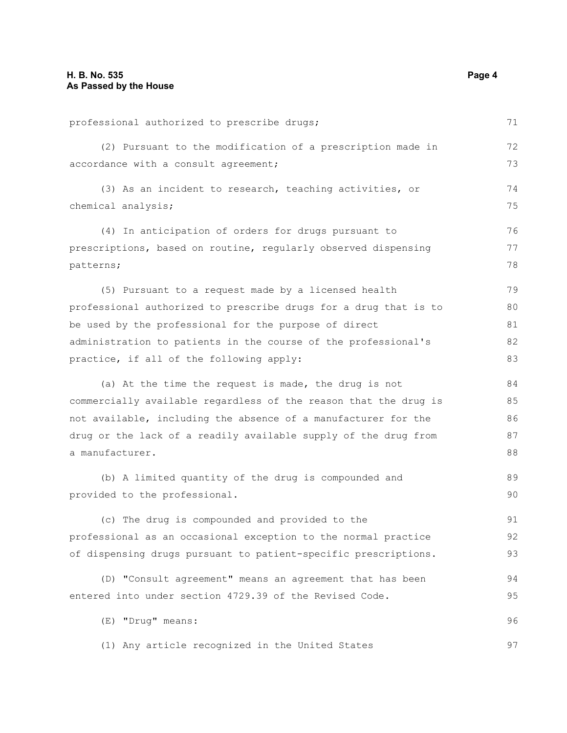professional authorized to prescribe drugs;

(2) Pursuant to the modification of a prescription made in accordance with a consult agreement;

(3) As an incident to research, teaching activities, or chemical analysis;

(4) In anticipation of orders for drugs pursuant to prescriptions, based on routine, regularly observed dispensing patterns;

(5) Pursuant to a request made by a licensed health professional authorized to prescribe drugs for a drug that is to be used by the professional for the purpose of direct administration to patients in the course of the professional's practice, if all of the following apply:

(a) At the time the request is made, the drug is not commercially available regardless of the reason that the drug is not available, including the absence of a manufacturer for the drug or the lack of a readily available supply of the drug from a manufacturer.

(b) A limited quantity of the drug is compounded and provided to the professional.

(c) The drug is compounded and provided to the professional as an occasional exception to the normal practice of dispensing drugs pursuant to patient-specific prescriptions.

(D) "Consult agreement" means an agreement that has been entered into under section 4729.39 of the Revised Code.

(E) "Drug" means:

(1) Any article recognized in the United States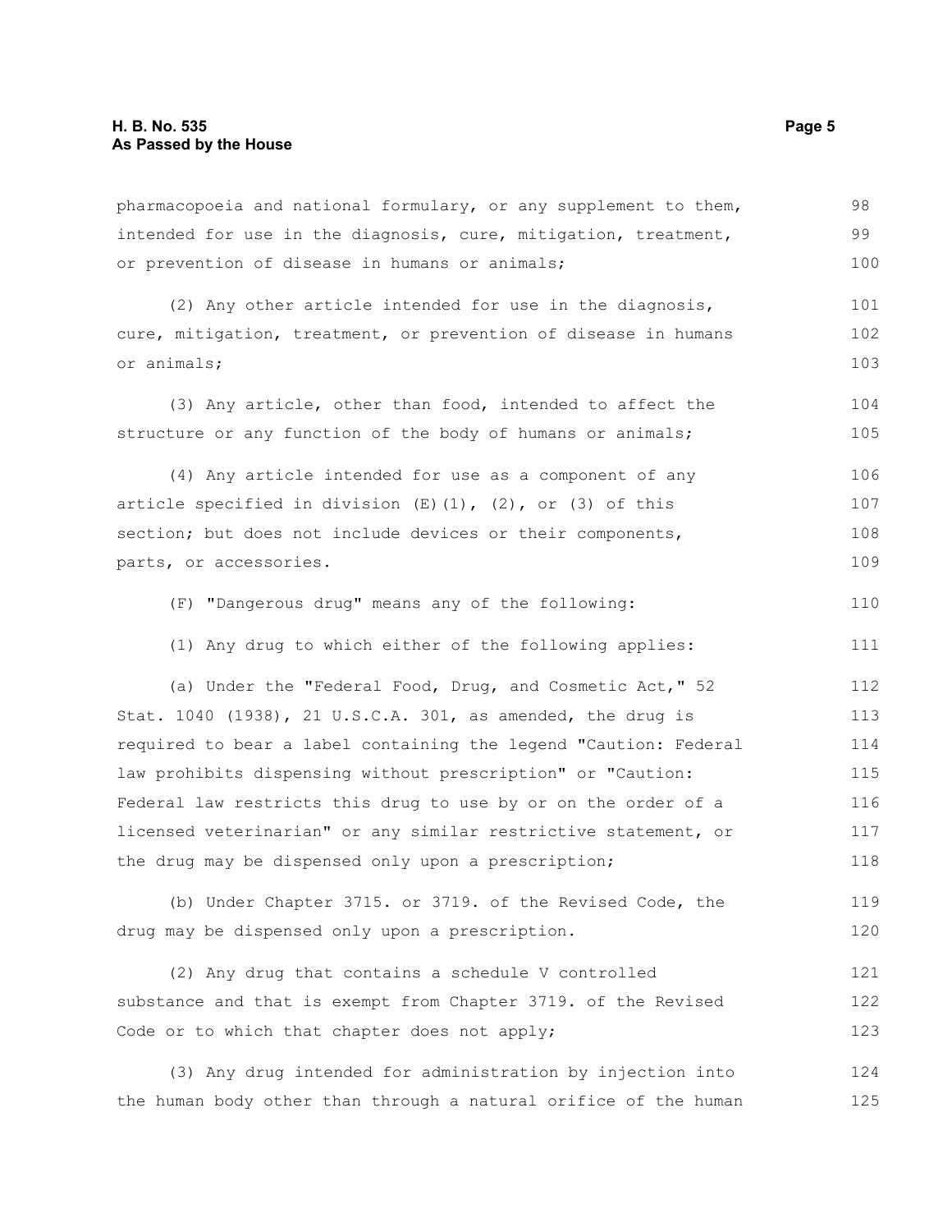pharmacopoeia and national formulary, or any supplement to them, intended for use in the diagnosis, cure, mitigation, treatment, or prevention of disease in humans or animals;

(2) Any other article intended for use in the diagnosis, cure, mitigation, treatment, or prevention of disease in humans or animals;

(3) Any article, other than food, intended to affect the structure or any function of the body of humans or animals;

(4) Any article intended for use as a component of any article specified in division (E)(1), (2), or (3) of this section; but does not include devices or their components, parts, or accessories.

(F) "Dangerous drug" means any of the following:

(1) Any drug to which either of the following applies:

(a) Under the "Federal Food, Drug, and Cosmetic Act," 52 Stat. 1040 (1938), 21 U.S.C.A. 301, as amended, the drug is required to bear a label containing the legend "Caution: Federal law prohibits dispensing without prescription" or "Caution: Federal law restricts this drug to use by or on the order of a licensed veterinarian" or any similar restrictive statement, or the drug may be dispensed only upon a prescription;

(b) Under Chapter 3715. or 3719. of the Revised Code, the drug may be dispensed only upon a prescription.

(2) Any drug that contains a schedule V controlled substance and that is exempt from Chapter 3719. of the Revised Code or to which that chapter does not apply;

(3) Any drug intended for administration by injection into the human body other than through a natural orifice of the human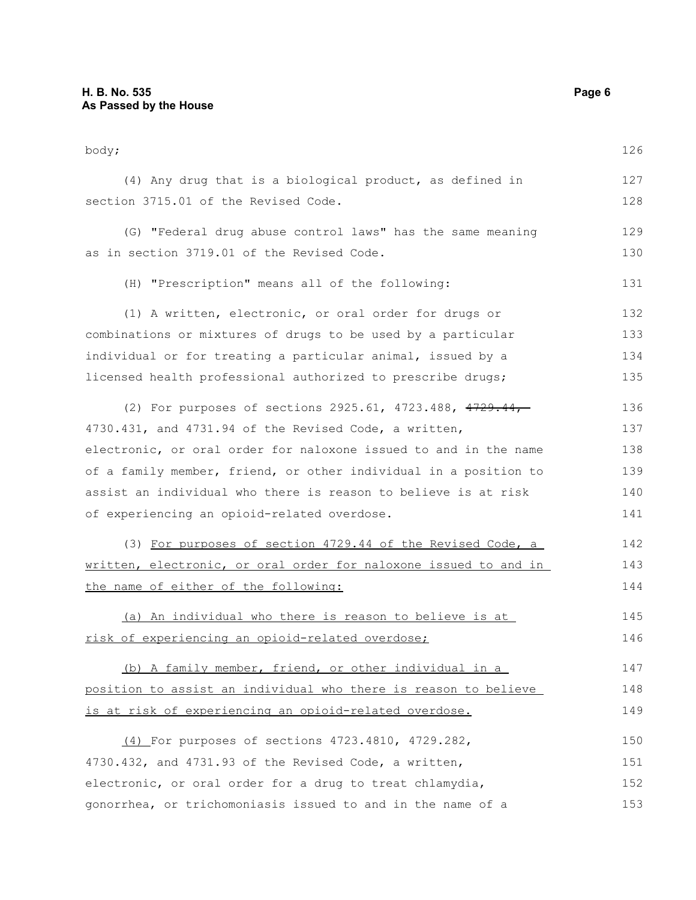body;

(4) Any drug that is a biological product, as defined in section 3715.01 of the Revised Code.

(G) "Federal drug abuse control laws" has the same meaning as in section 3719.01 of the Revised Code.

(H) "Prescription" means all of the following:

(1) A written, electronic, or oral order for drugs or combinations or mixtures of drugs to be used by a particular individual or for treating a particular animal, issued by a licensed health professional authorized to prescribe drugs;

(2) For purposes of sections 2925.61, 4723.488, ~~4729.44,~~ 4730.431, and 4731.94 of the Revised Code, a written, electronic, or oral order for naloxone issued to and in the name of a family member, friend, or other individual in a position to assist an individual who there is reason to believe is at risk of experiencing an opioid-related overdose.

(3) <u>For purposes of section 4729.44 of the Revised Code, a written, electronic, or oral order for naloxone issued to and in the name of either of the following:</u>

<u>(a) An individual who there is reason to believe is at risk of experiencing an opioid-related overdose;</u>

<u>(b) A family member, friend, or other individual in a position to assist an individual who there is reason to believe is at risk of experiencing an opioid-related overdose.</u>

<u>(4)</u> For purposes of sections 4723.4810, 4729.282, 4730.432, and 4731.93 of the Revised Code, a written, electronic, or oral order for a drug to treat chlamydia, gonorrhea, or trichomoniasis issued to and in the name of a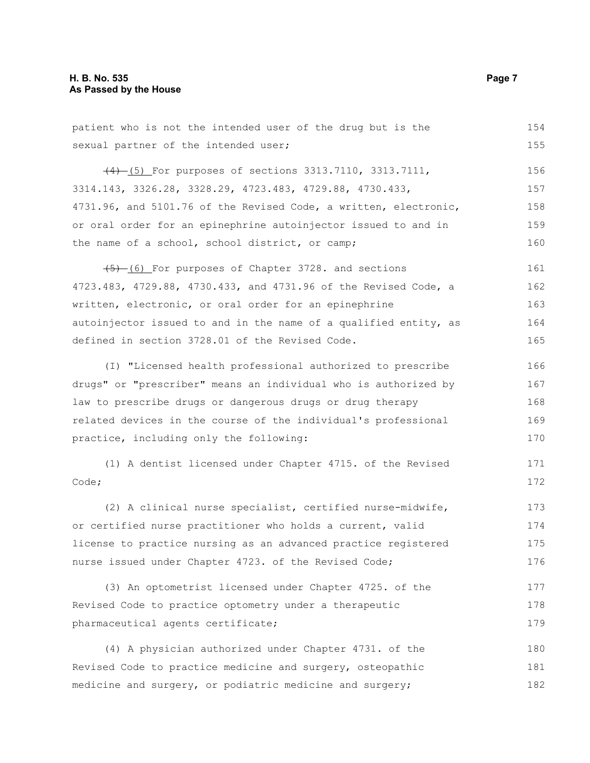patient who is not the intended user of the drug but is the sexual partner of the intended user;

~~(4)~~ (5) For purposes of sections 3313.7110, 3313.7111, 3314.143, 3326.28, 3328.29, 4723.483, 4729.88, 4730.433, 4731.96, and 5101.76 of the Revised Code, a written, electronic, or oral order for an epinephrine autoinjector issued to and in the name of a school, school district, or camp;

~~(5)~~ (6) For purposes of Chapter 3728. and sections 4723.483, 4729.88, 4730.433, and 4731.96 of the Revised Code, a written, electronic, or oral order for an epinephrine autoinjector issued to and in the name of a qualified entity, as defined in section 3728.01 of the Revised Code.

(I) "Licensed health professional authorized to prescribe drugs" or "prescriber" means an individual who is authorized by law to prescribe drugs or dangerous drugs or drug therapy related devices in the course of the individual's professional practice, including only the following:

(1) A dentist licensed under Chapter 4715. of the Revised Code;

(2) A clinical nurse specialist, certified nurse-midwife, or certified nurse practitioner who holds a current, valid license to practice nursing as an advanced practice registered nurse issued under Chapter 4723. of the Revised Code;

(3) An optometrist licensed under Chapter 4725. of the Revised Code to practice optometry under a therapeutic pharmaceutical agents certificate;

(4) A physician authorized under Chapter 4731. of the Revised Code to practice medicine and surgery, osteopathic medicine and surgery, or podiatric medicine and surgery;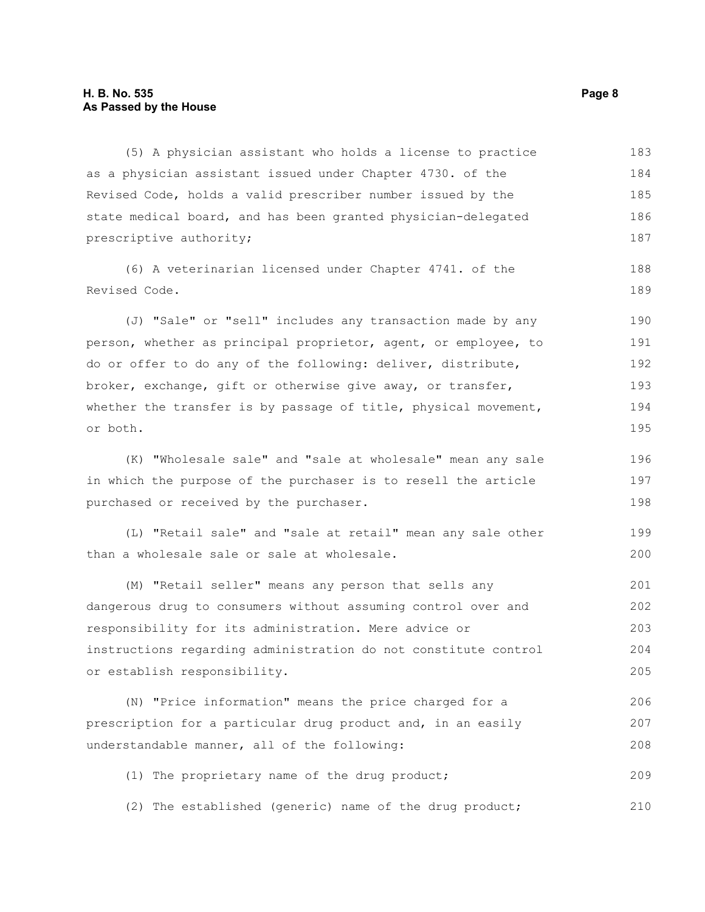(5) A physician assistant who holds a license to practice as a physician assistant issued under Chapter 4730. of the Revised Code, holds a valid prescriber number issued by the state medical board, and has been granted physician-delegated prescriptive authority;

(6) A veterinarian licensed under Chapter 4741. of the Revised Code.

(J) "Sale" or "sell" includes any transaction made by any person, whether as principal proprietor, agent, or employee, to do or offer to do any of the following: deliver, distribute, broker, exchange, gift or otherwise give away, or transfer, whether the transfer is by passage of title, physical movement, or both.

(K) "Wholesale sale" and "sale at wholesale" mean any sale in which the purpose of the purchaser is to resell the article purchased or received by the purchaser.

(L) "Retail sale" and "sale at retail" mean any sale other than a wholesale sale or sale at wholesale.

(M) "Retail seller" means any person that sells any dangerous drug to consumers without assuming control over and responsibility for its administration. Mere advice or instructions regarding administration do not constitute control or establish responsibility.

(N) "Price information" means the price charged for a prescription for a particular drug product and, in an easily understandable manner, all of the following:

(1) The proprietary name of the drug product;

(2) The established (generic) name of the drug product;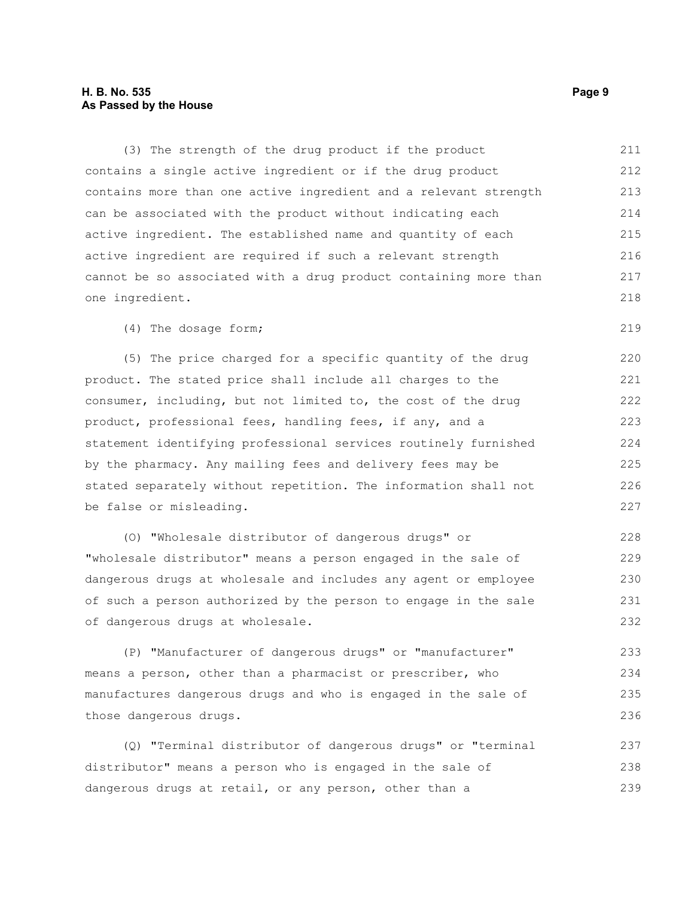(3) The strength of the drug product if the product contains a single active ingredient or if the drug product contains more than one active ingredient and a relevant strength can be associated with the product without indicating each active ingredient. The established name and quantity of each active ingredient are required if such a relevant strength cannot be so associated with a drug product containing more than one ingredient.

(4) The dosage form;

(5) The price charged for a specific quantity of the drug product. The stated price shall include all charges to the consumer, including, but not limited to, the cost of the drug product, professional fees, handling fees, if any, and a statement identifying professional services routinely furnished by the pharmacy. Any mailing fees and delivery fees may be stated separately without repetition. The information shall not be false or misleading.

(O) "Wholesale distributor of dangerous drugs" or "wholesale distributor" means a person engaged in the sale of dangerous drugs at wholesale and includes any agent or employee of such a person authorized by the person to engage in the sale of dangerous drugs at wholesale.

(P) "Manufacturer of dangerous drugs" or "manufacturer" means a person, other than a pharmacist or prescriber, who manufactures dangerous drugs and who is engaged in the sale of those dangerous drugs.

(Q) "Terminal distributor of dangerous drugs" or "terminal distributor" means a person who is engaged in the sale of dangerous drugs at retail, or any person, other than a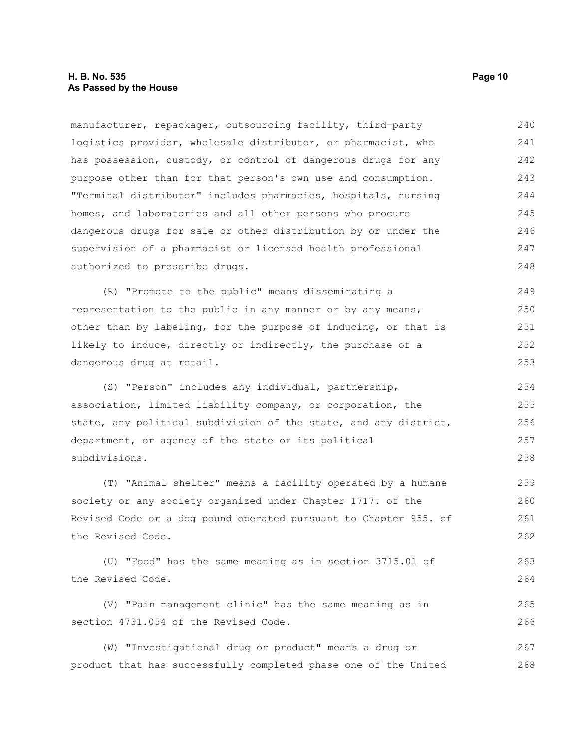manufacturer, repackager, outsourcing facility, third-party logistics provider, wholesale distributor, or pharmacist, who has possession, custody, or control of dangerous drugs for any purpose other than for that person's own use and consumption. "Terminal distributor" includes pharmacies, hospitals, nursing homes, and laboratories and all other persons who procure dangerous drugs for sale or other distribution by or under the supervision of a pharmacist or licensed health professional authorized to prescribe drugs.

(R) "Promote to the public" means disseminating a representation to the public in any manner or by any means, other than by labeling, for the purpose of inducing, or that is likely to induce, directly or indirectly, the purchase of a dangerous drug at retail.

(S) "Person" includes any individual, partnership, association, limited liability company, or corporation, the state, any political subdivision of the state, and any district, department, or agency of the state or its political subdivisions.

(T) "Animal shelter" means a facility operated by a humane society or any society organized under Chapter 1717. of the Revised Code or a dog pound operated pursuant to Chapter 955. of the Revised Code.

(U) "Food" has the same meaning as in section 3715.01 of the Revised Code.

(V) "Pain management clinic" has the same meaning as in section 4731.054 of the Revised Code.

(W) "Investigational drug or product" means a drug or product that has successfully completed phase one of the United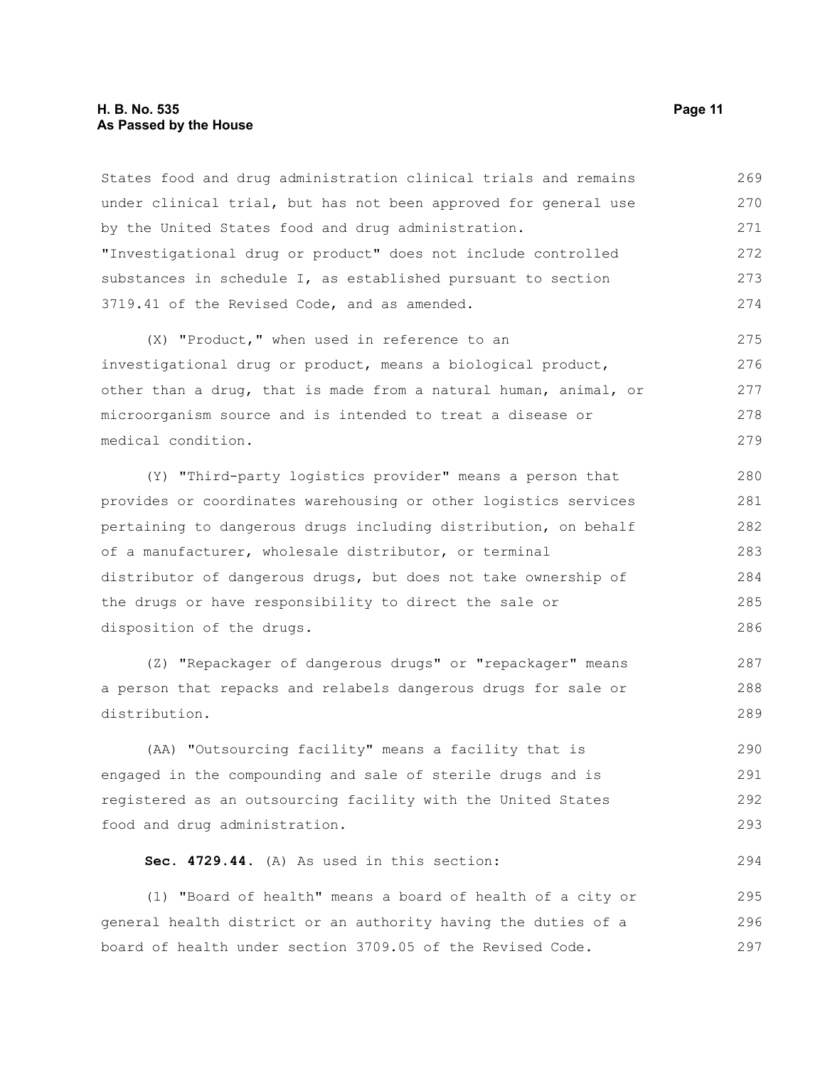States food and drug administration clinical trials and remains under clinical trial, but has not been approved for general use by the United States food and drug administration. "Investigational drug or product" does not include controlled substances in schedule I, as established pursuant to section 3719.41 of the Revised Code, and as amended.

(X) "Product," when used in reference to an investigational drug or product, means a biological product, other than a drug, that is made from a natural human, animal, or microorganism source and is intended to treat a disease or medical condition.

(Y) "Third-party logistics provider" means a person that provides or coordinates warehousing or other logistics services pertaining to dangerous drugs including distribution, on behalf of a manufacturer, wholesale distributor, or terminal distributor of dangerous drugs, but does not take ownership of the drugs or have responsibility to direct the sale or disposition of the drugs.

(Z) "Repackager of dangerous drugs" or "repackager" means a person that repacks and relabels dangerous drugs for sale or distribution.

(AA) "Outsourcing facility" means a facility that is engaged in the compounding and sale of sterile drugs and is registered as an outsourcing facility with the United States food and drug administration.

**Sec. 4729.44.** (A) As used in this section:

(1) "Board of health" means a board of health of a city or general health district or an authority having the duties of a board of health under section 3709.05 of the Revised Code.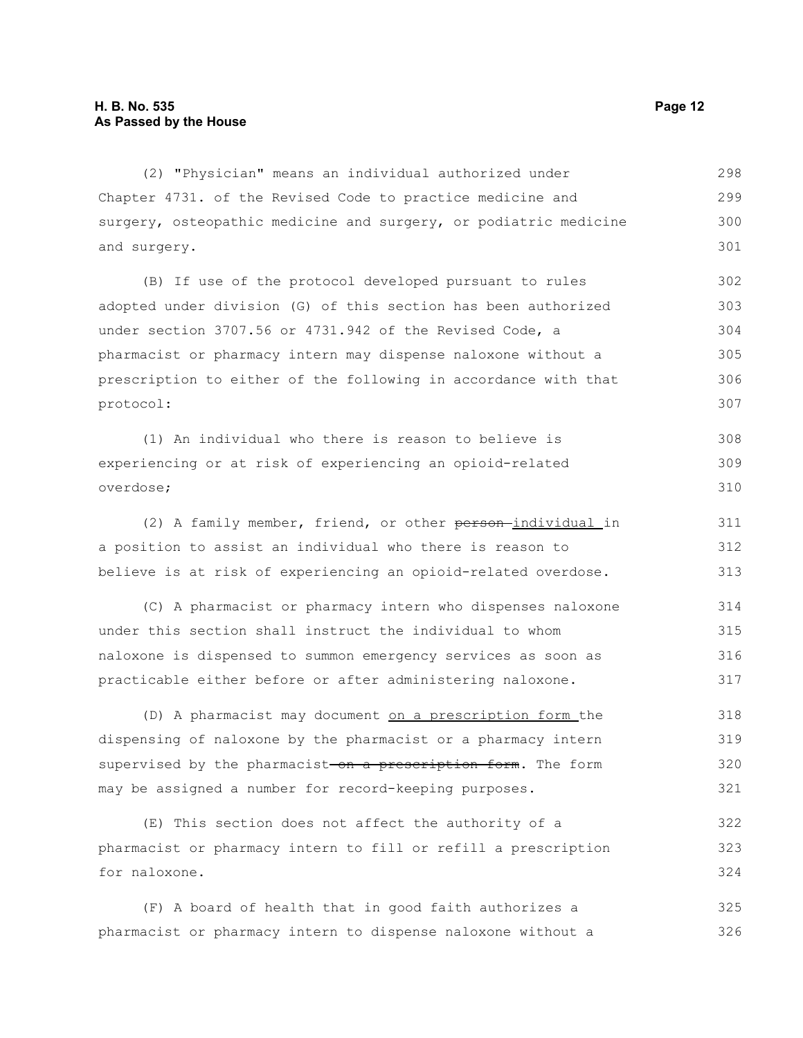(2) "Physician" means an individual authorized under Chapter 4731. of the Revised Code to practice medicine and surgery, osteopathic medicine and surgery, or podiatric medicine and surgery.

(B) If use of the protocol developed pursuant to rules adopted under division (G) of this section has been authorized under section 3707.56 or 4731.942 of the Revised Code, a pharmacist or pharmacy intern may dispense naloxone without a prescription to either of the following in accordance with that protocol:

(1) An individual who there is reason to believe is experiencing or at risk of experiencing an opioid-related overdose;

(2) A family member, friend, or other ~~person~~ individual in a position to assist an individual who there is reason to believe is at risk of experiencing an opioid-related overdose.

(C) A pharmacist or pharmacy intern who dispenses naloxone under this section shall instruct the individual to whom naloxone is dispensed to summon emergency services as soon as practicable either before or after administering naloxone.

(D) A pharmacist may document on a prescription form the dispensing of naloxone by the pharmacist or a pharmacy intern supervised by the pharmacist ~~on a prescription form~~. The form may be assigned a number for record-keeping purposes.

(E) This section does not affect the authority of a pharmacist or pharmacy intern to fill or refill a prescription for naloxone.

(F) A board of health that in good faith authorizes a pharmacist or pharmacy intern to dispense naloxone without a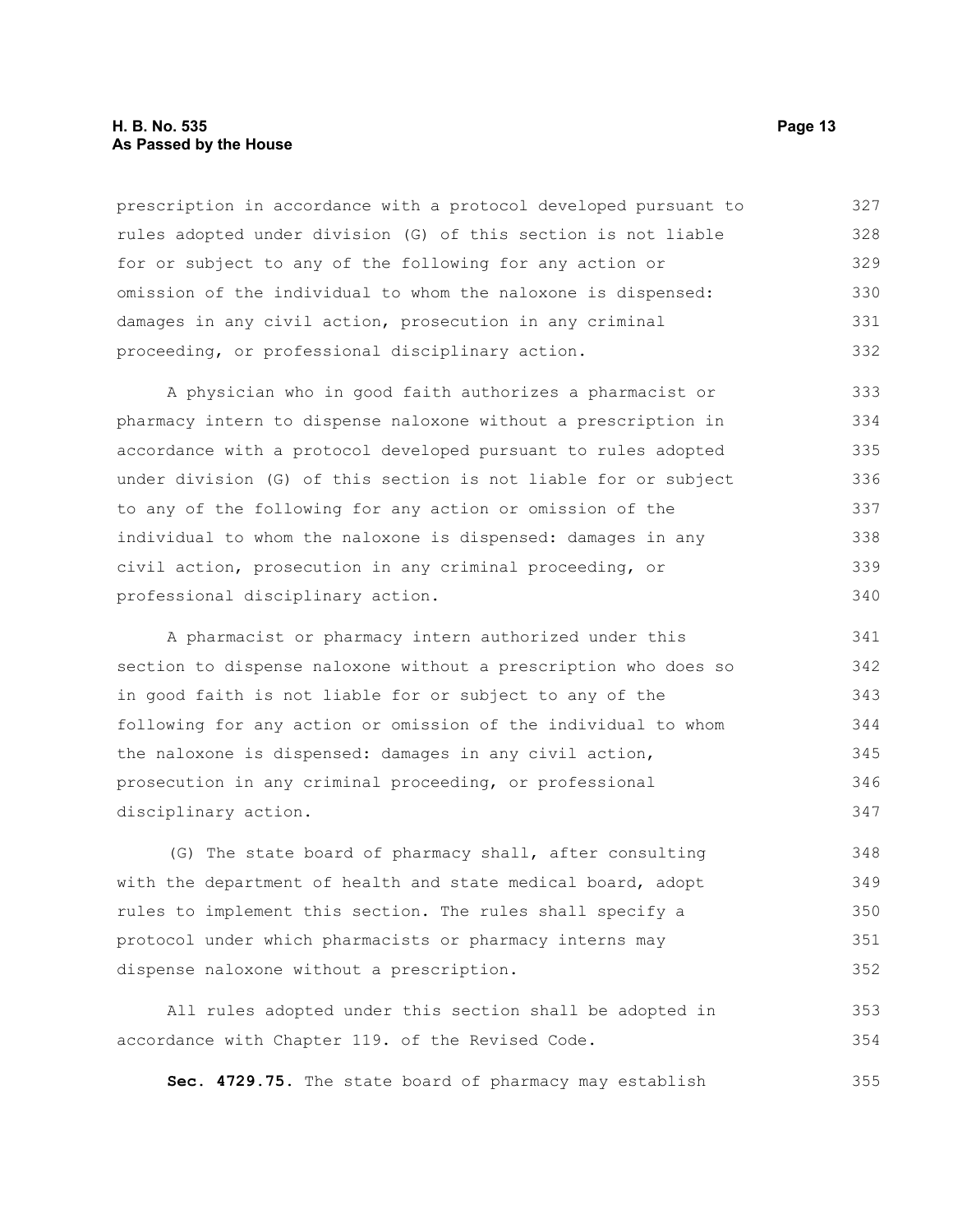prescription in accordance with a protocol developed pursuant to rules adopted under division (G) of this section is not liable for or subject to any of the following for any action or omission of the individual to whom the naloxone is dispensed: damages in any civil action, prosecution in any criminal proceeding, or professional disciplinary action.

A physician who in good faith authorizes a pharmacist or pharmacy intern to dispense naloxone without a prescription in accordance with a protocol developed pursuant to rules adopted under division (G) of this section is not liable for or subject to any of the following for any action or omission of the individual to whom the naloxone is dispensed: damages in any civil action, prosecution in any criminal proceeding, or professional disciplinary action.

A pharmacist or pharmacy intern authorized under this section to dispense naloxone without a prescription who does so in good faith is not liable for or subject to any of the following for any action or omission of the individual to whom the naloxone is dispensed: damages in any civil action, prosecution in any criminal proceeding, or professional disciplinary action.

(G) The state board of pharmacy shall, after consulting with the department of health and state medical board, adopt rules to implement this section. The rules shall specify a protocol under which pharmacists or pharmacy interns may dispense naloxone without a prescription.

All rules adopted under this section shall be adopted in accordance with Chapter 119. of the Revised Code.

**Sec. 4729.75.** The state board of pharmacy may establish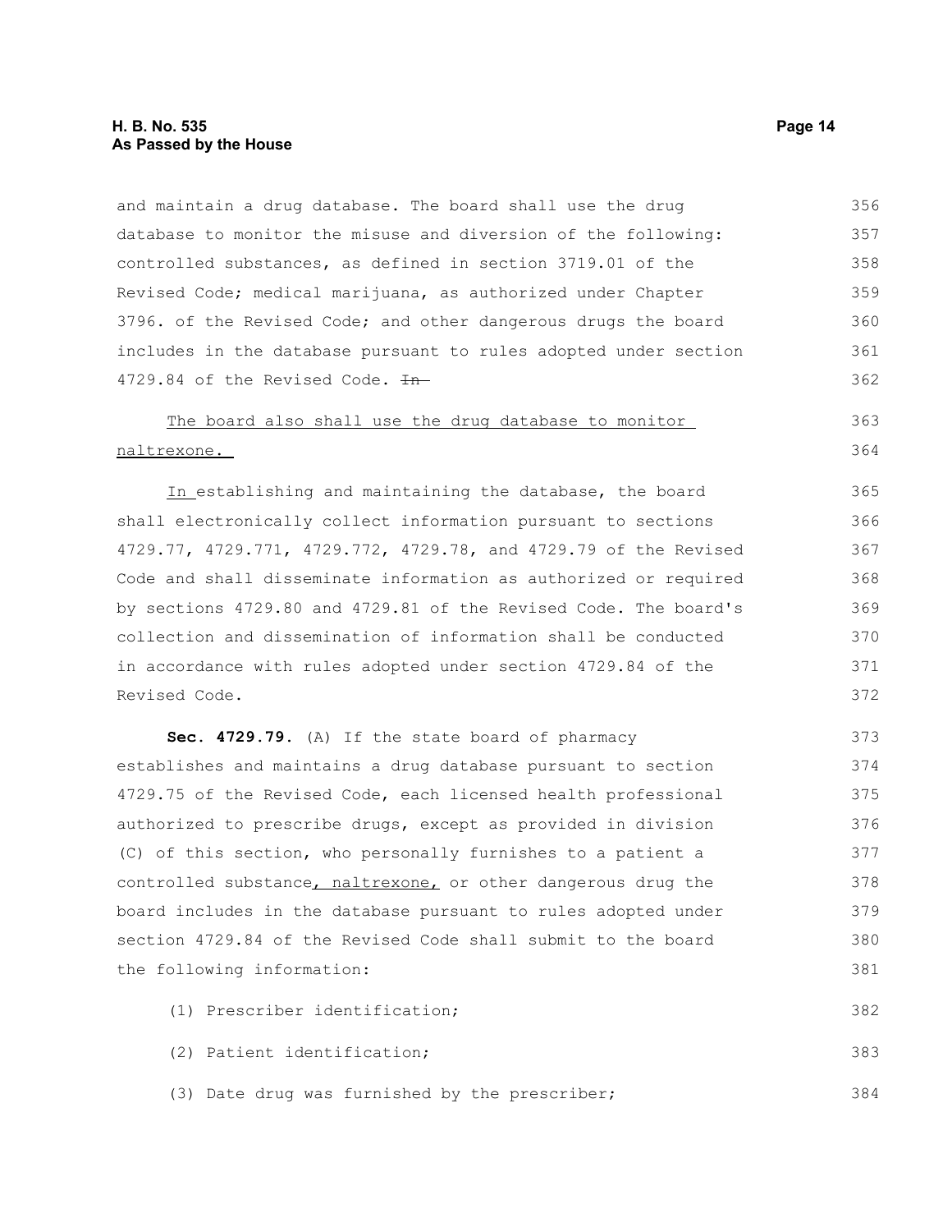and maintain a drug database. The board shall use the drug database to monitor the misuse and diversion of the following: controlled substances, as defined in section 3719.01 of the Revised Code; medical marijuana, as authorized under Chapter 3796. of the Revised Code; and other dangerous drugs the board includes in the database pursuant to rules adopted under section 4729.84 of the Revised Code. ~~In~~

<u>The board also shall use the drug database to monitor naltrexone.</u>

<u>In</u> establishing and maintaining the database, the board shall electronically collect information pursuant to sections 4729.77, 4729.771, 4729.772, 4729.78, and 4729.79 of the Revised Code and shall disseminate information as authorized or required by sections 4729.80 and 4729.81 of the Revised Code. The board's collection and dissemination of information shall be conducted in accordance with rules adopted under section 4729.84 of the Revised Code.

**Sec. 4729.79.** (A) If the state board of pharmacy establishes and maintains a drug database pursuant to section 4729.75 of the Revised Code, each licensed health professional authorized to prescribe drugs, except as provided in division (C) of this section, who personally furnishes to a patient a controlled substance<u>, naltrexone,</u> or other dangerous drug the board includes in the database pursuant to rules adopted under section 4729.84 of the Revised Code shall submit to the board the following information:

(1) Prescriber identification;

(2) Patient identification;

(3) Date drug was furnished by the prescriber;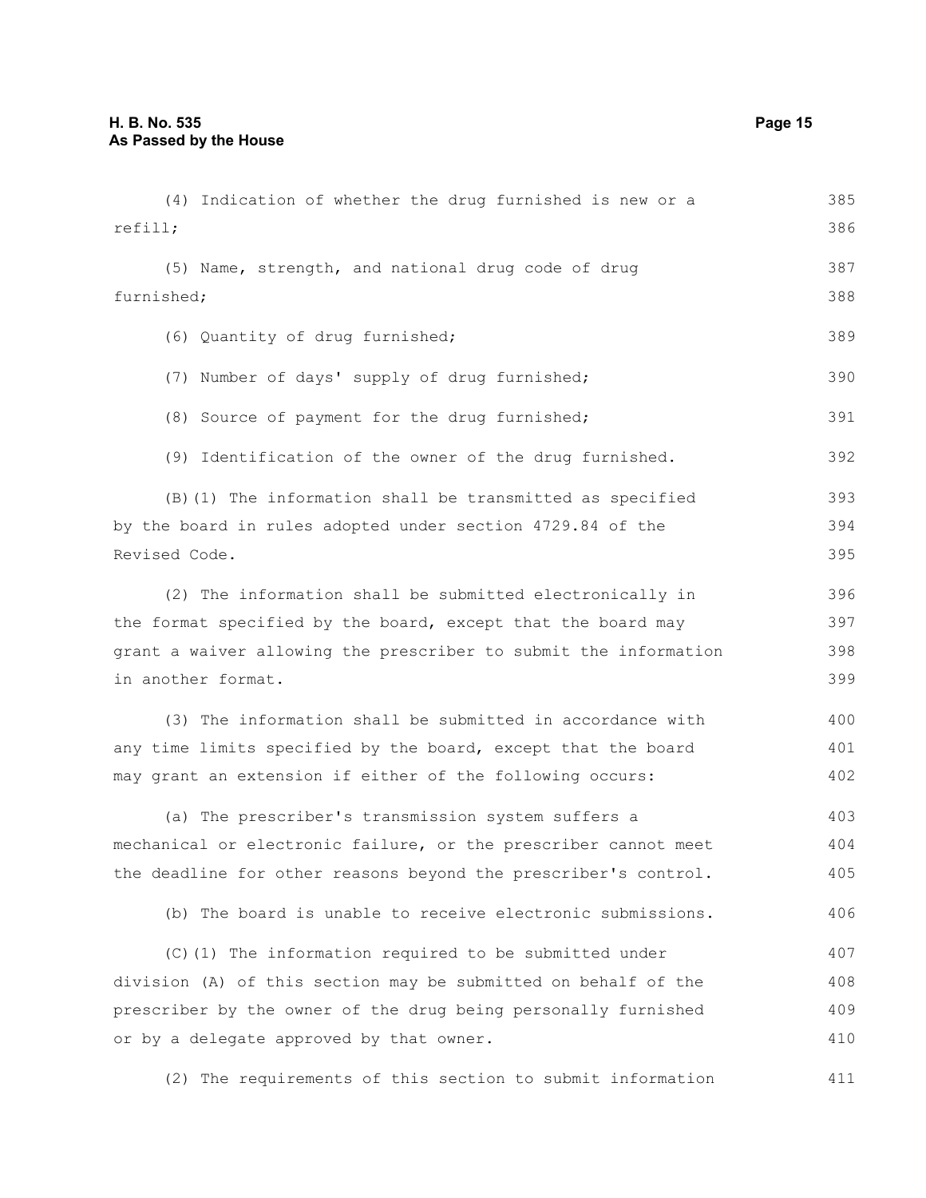(4) Indication of whether the drug furnished is new or a refill;

(5) Name, strength, and national drug code of drug furnished;

(6) Quantity of drug furnished;

(7) Number of days' supply of drug furnished;

(8) Source of payment for the drug furnished;

(9) Identification of the owner of the drug furnished.

(B)(1) The information shall be transmitted as specified by the board in rules adopted under section 4729.84 of the Revised Code.

(2) The information shall be submitted electronically in the format specified by the board, except that the board may grant a waiver allowing the prescriber to submit the information in another format.

(3) The information shall be submitted in accordance with any time limits specified by the board, except that the board may grant an extension if either of the following occurs:

(a) The prescriber's transmission system suffers a mechanical or electronic failure, or the prescriber cannot meet the deadline for other reasons beyond the prescriber's control.

(b) The board is unable to receive electronic submissions.

(C)(1) The information required to be submitted under division (A) of this section may be submitted on behalf of the prescriber by the owner of the drug being personally furnished or by a delegate approved by that owner.

(2) The requirements of this section to submit information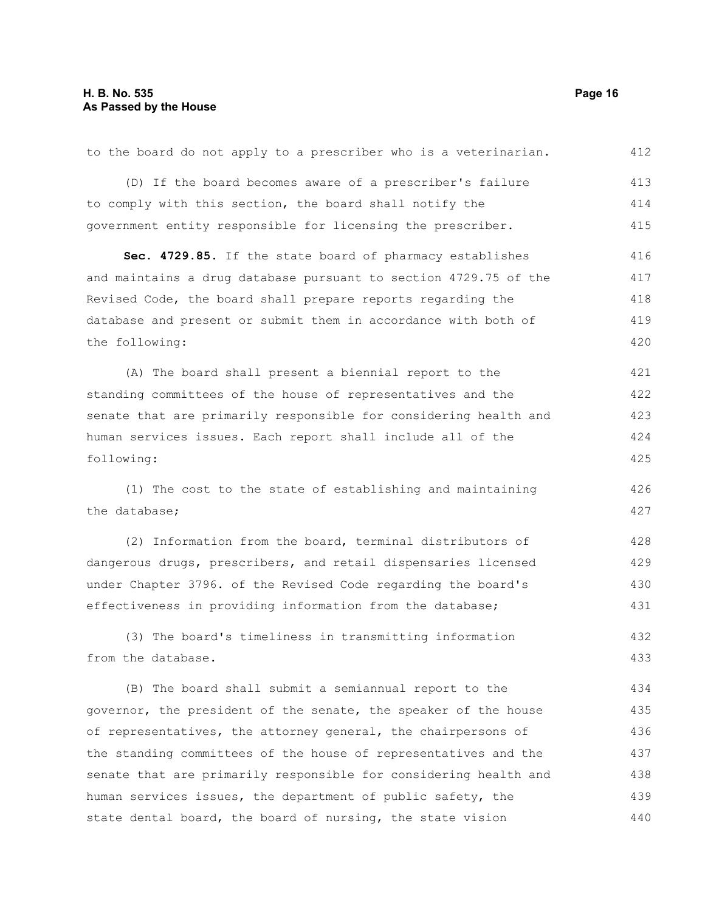to the board do not apply to a prescriber who is a veterinarian.

(D) If the board becomes aware of a prescriber's failure to comply with this section, the board shall notify the government entity responsible for licensing the prescriber.

**Sec. 4729.85.** If the state board of pharmacy establishes and maintains a drug database pursuant to section 4729.75 of the Revised Code, the board shall prepare reports regarding the database and present or submit them in accordance with both of the following:

(A) The board shall present a biennial report to the standing committees of the house of representatives and the senate that are primarily responsible for considering health and human services issues. Each report shall include all of the following:

(1) The cost to the state of establishing and maintaining the database;

(2) Information from the board, terminal distributors of dangerous drugs, prescribers, and retail dispensaries licensed under Chapter 3796. of the Revised Code regarding the board's effectiveness in providing information from the database;

(3) The board's timeliness in transmitting information from the database.

(B) The board shall submit a semiannual report to the governor, the president of the senate, the speaker of the house of representatives, the attorney general, the chairpersons of the standing committees of the house of representatives and the senate that are primarily responsible for considering health and human services issues, the department of public safety, the state dental board, the board of nursing, the state vision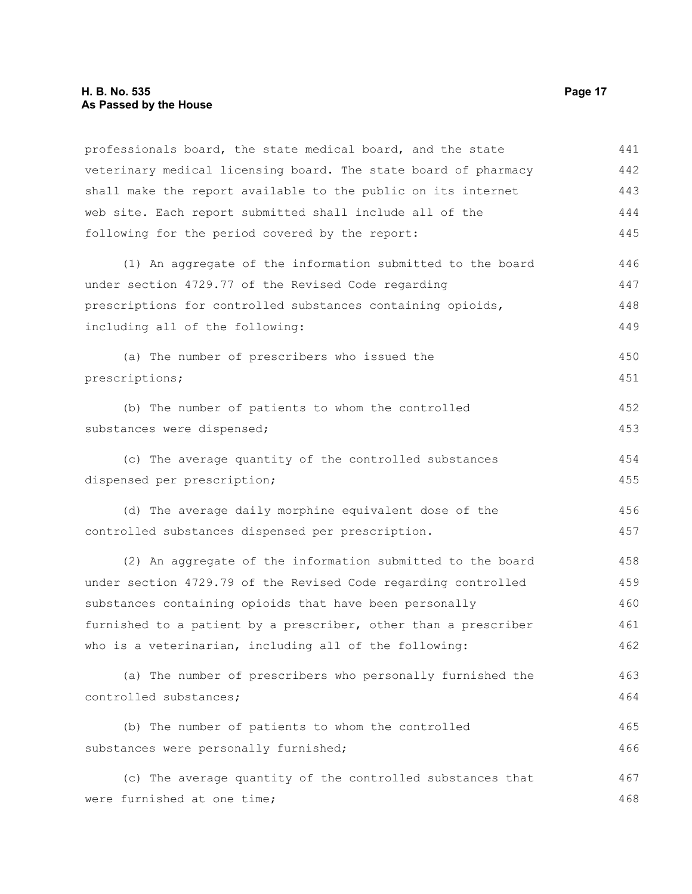professionals board, the state medical board, and the state veterinary medical licensing board. The state board of pharmacy shall make the report available to the public on its internet web site. Each report submitted shall include all of the following for the period covered by the report:

(1) An aggregate of the information submitted to the board under section 4729.77 of the Revised Code regarding prescriptions for controlled substances containing opioids, including all of the following:

(a) The number of prescribers who issued the prescriptions;

(b) The number of patients to whom the controlled substances were dispensed;

(c) The average quantity of the controlled substances dispensed per prescription;

(d) The average daily morphine equivalent dose of the controlled substances dispensed per prescription.

(2) An aggregate of the information submitted to the board under section 4729.79 of the Revised Code regarding controlled substances containing opioids that have been personally furnished to a patient by a prescriber, other than a prescriber who is a veterinarian, including all of the following:

(a) The number of prescribers who personally furnished the controlled substances;

(b) The number of patients to whom the controlled substances were personally furnished;

(c) The average quantity of the controlled substances that were furnished at one time;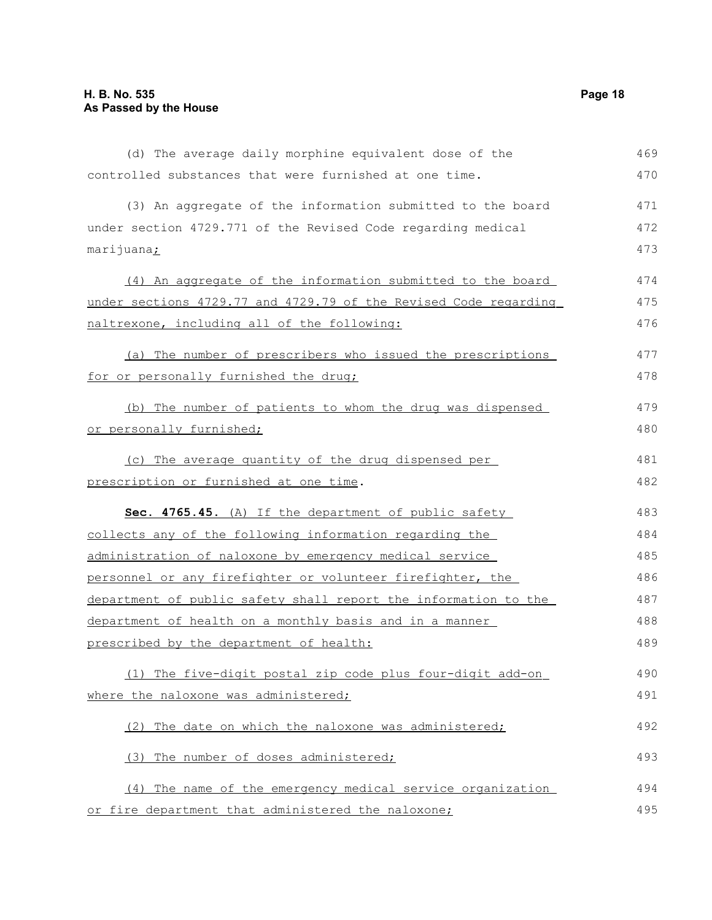(d) The average daily morphine equivalent dose of the controlled substances that were furnished at one time.

(3) An aggregate of the information submitted to the board under section 4729.771 of the Revised Code regarding medical marijuana;

(4) An aggregate of the information submitted to the board under sections 4729.77 and 4729.79 of the Revised Code regarding naltrexone, including all of the following:

(a) The number of prescribers who issued the prescriptions for or personally furnished the drug;

(b) The number of patients to whom the drug was dispensed or personally furnished;

(c) The average quantity of the drug dispensed per prescription or furnished at one time.

**Sec. 4765.45.** (A) If the department of public safety collects any of the following information regarding the administration of naloxone by emergency medical service personnel or any firefighter or volunteer firefighter, the department of public safety shall report the information to the department of health on a monthly basis and in a manner prescribed by the department of health:

(1) The five-digit postal zip code plus four-digit add-on where the naloxone was administered;

(2) The date on which the naloxone was administered;

(3) The number of doses administered;

(4) The name of the emergency medical service organization or fire department that administered the naloxone;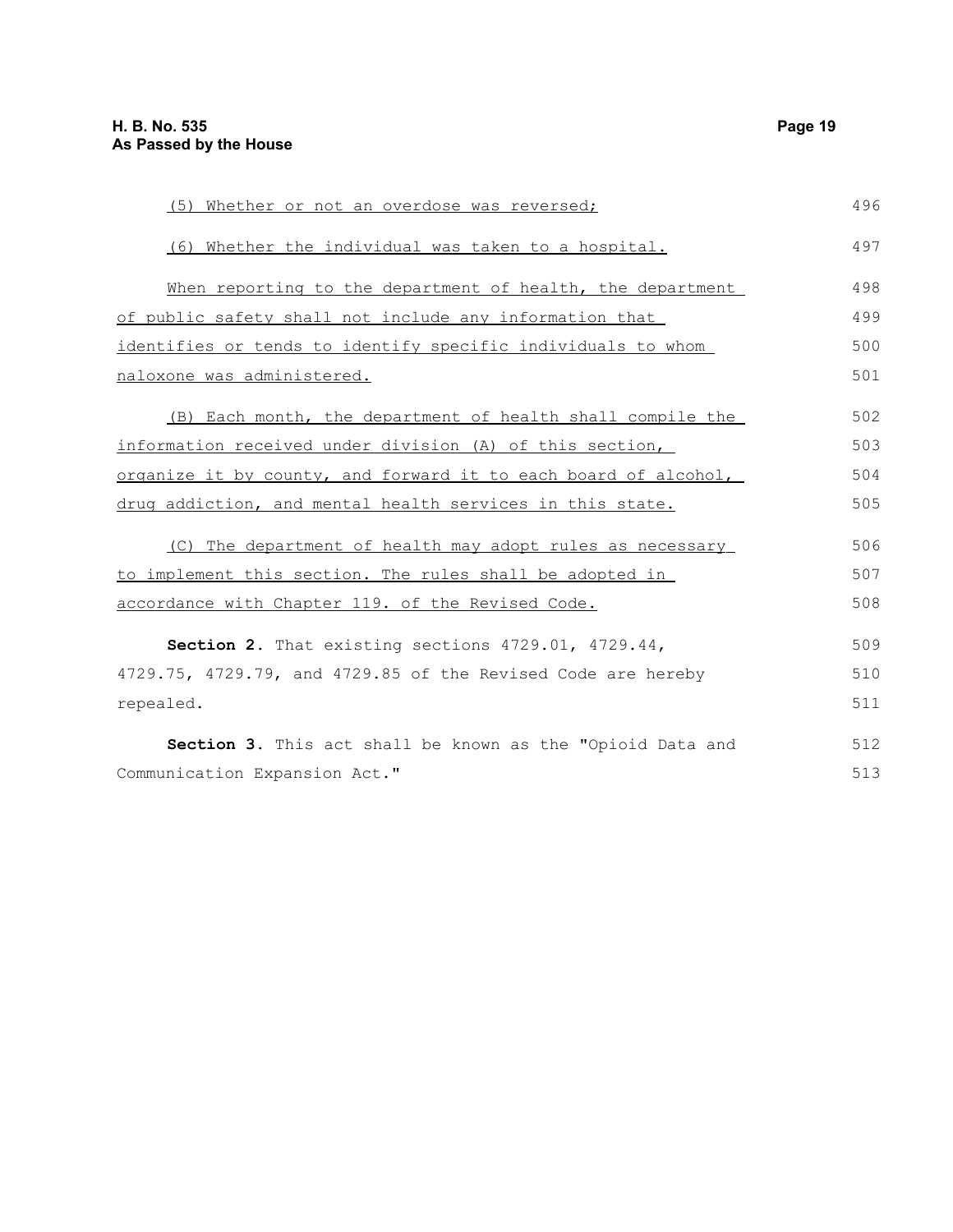(5) Whether or not an overdose was reversed;

(6) Whether the individual was taken to a hospital.

When reporting to the department of health, the department of public safety shall not include any information that identifies or tends to identify specific individuals to whom naloxone was administered.

(B) Each month, the department of health shall compile the information received under division (A) of this section, organize it by county, and forward it to each board of alcohol, drug addiction, and mental health services in this state.

(C) The department of health may adopt rules as necessary to implement this section. The rules shall be adopted in accordance with Chapter 119. of the Revised Code.

**Section 2.** That existing sections 4729.01, 4729.44, 4729.75, 4729.79, and 4729.85 of the Revised Code are hereby repealed.

**Section 3.** This act shall be known as the "Opioid Data and Communication Expansion Act."